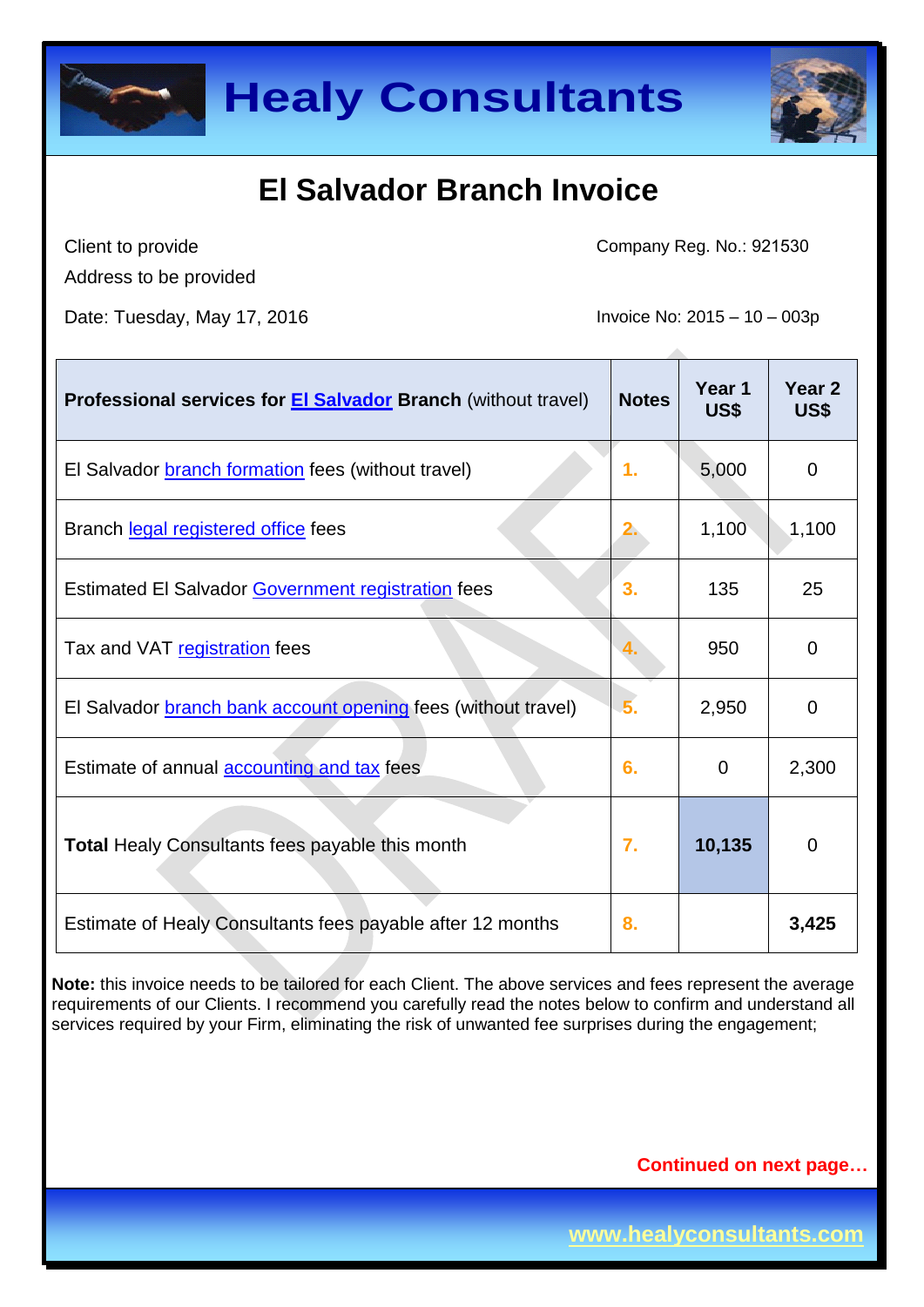# Healy Consultants

## El Salvador Branch Invoice

Client to provide
Address to be provided

Company Reg. No.: 921530

Date: Tuesday, May 17, 2016

Invoice No: 2015 – 10 – 003p

| **Professional services for El Salvador Branch** (without travel) | **Notes** | **Year 1 US$** | **Year 2 US$** |
|---|---|---|---|
| El Salvador branch formation fees (without travel) | 1. | 5,000 | 0 |
| Branch legal registered office fees | 2. | 1,100 | 1,100 |
| Estimated El Salvador Government registration fees | 3. | 135 | 25 |
| Tax and VAT registration fees | 4. | 950 | 0 |
| El Salvador branch bank account opening fees (without travel) | 5. | 2,950 | 0 |
| Estimate of annual accounting and tax fees | 6. | 0 | 2,300 |
| **Total** Healy Consultants fees payable this month | 7. | **10,135** | 0 |
| Estimate of Healy Consultants fees payable after 12 months | 8. | | **3,425** |

**Note:** this invoice needs to be tailored for each Client. The above services and fees represent the average requirements of our Clients. I recommend you carefully read the notes below to confirm and understand all services required by your Firm, eliminating the risk of unwanted fee surprises during the engagement;

**Continued on next page…**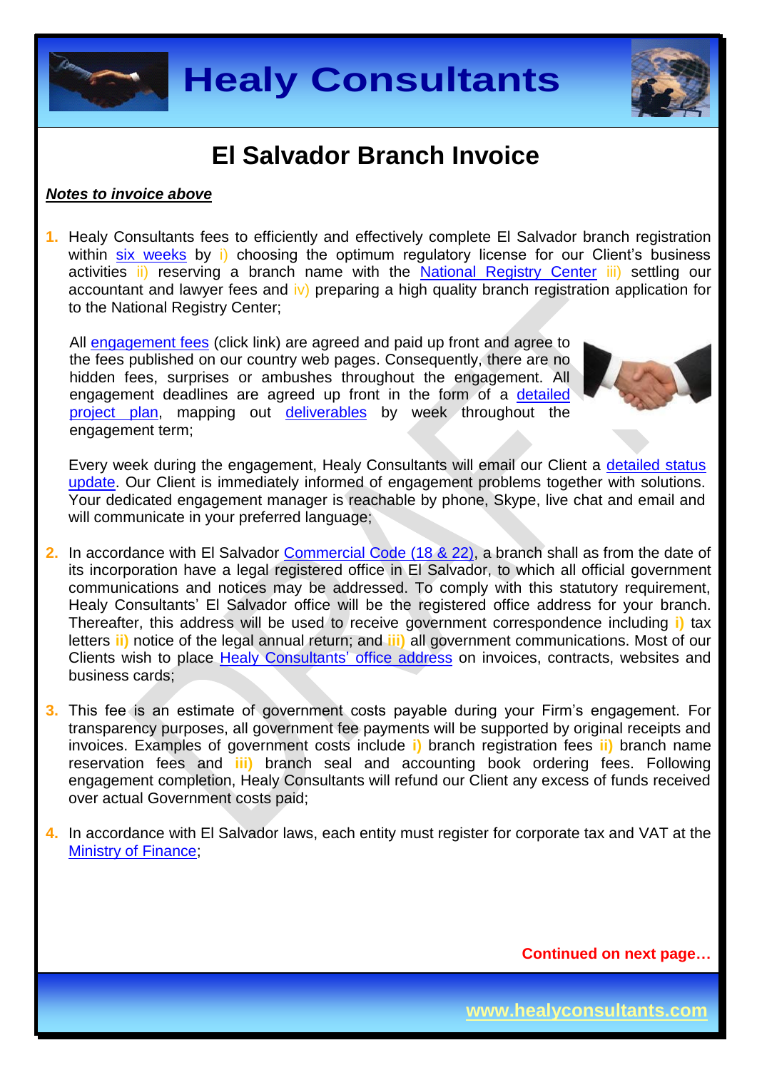# El Salvador Branch Invoice

***Notes to invoice above***

1. Healy Consultants fees to efficiently and effectively complete El Salvador branch registration within six weeks by i) choosing the optimum regulatory license for our Client's business activities ii) reserving a branch name with the National Registry Center iii) settling our accountant and lawyer fees and iv) preparing a high quality branch registration application for to the National Registry Center;

   All engagement fees (click link) are agreed and paid up front and agree to the fees published on our country web pages. Consequently, there are no hidden fees, surprises or ambushes throughout the engagement. All engagement deadlines are agreed up front in the form of a detailed project plan, mapping out deliverables by week throughout the engagement term;

   Every week during the engagement, Healy Consultants will email our Client a detailed status update. Our Client is immediately informed of engagement problems together with solutions. Your dedicated engagement manager is reachable by phone, Skype, live chat and email and will communicate in your preferred language;

2. In accordance with El Salvador Commercial Code (18 & 22), a branch shall as from the date of its incorporation have a legal registered office in El Salvador, to which all official government communications and notices may be addressed. To comply with this statutory requirement, Healy Consultants' El Salvador office will be the registered office address for your branch. Thereafter, this address will be used to receive government correspondence including i) tax letters ii) notice of the legal annual return; and iii) all government communications. Most of our Clients wish to place Healy Consultants' office address on invoices, contracts, websites and business cards;

3. This fee is an estimate of government costs payable during your Firm's engagement. For transparency purposes, all government fee payments will be supported by original receipts and invoices. Examples of government costs include i) branch registration fees ii) branch name reservation fees and iii) branch seal and accounting book ordering fees. Following engagement completion, Healy Consultants will refund our Client any excess of funds received over actual Government costs paid;

4. In accordance with El Salvador laws, each entity must register for corporate tax and VAT at the Ministry of Finance;

**Continued on next page…**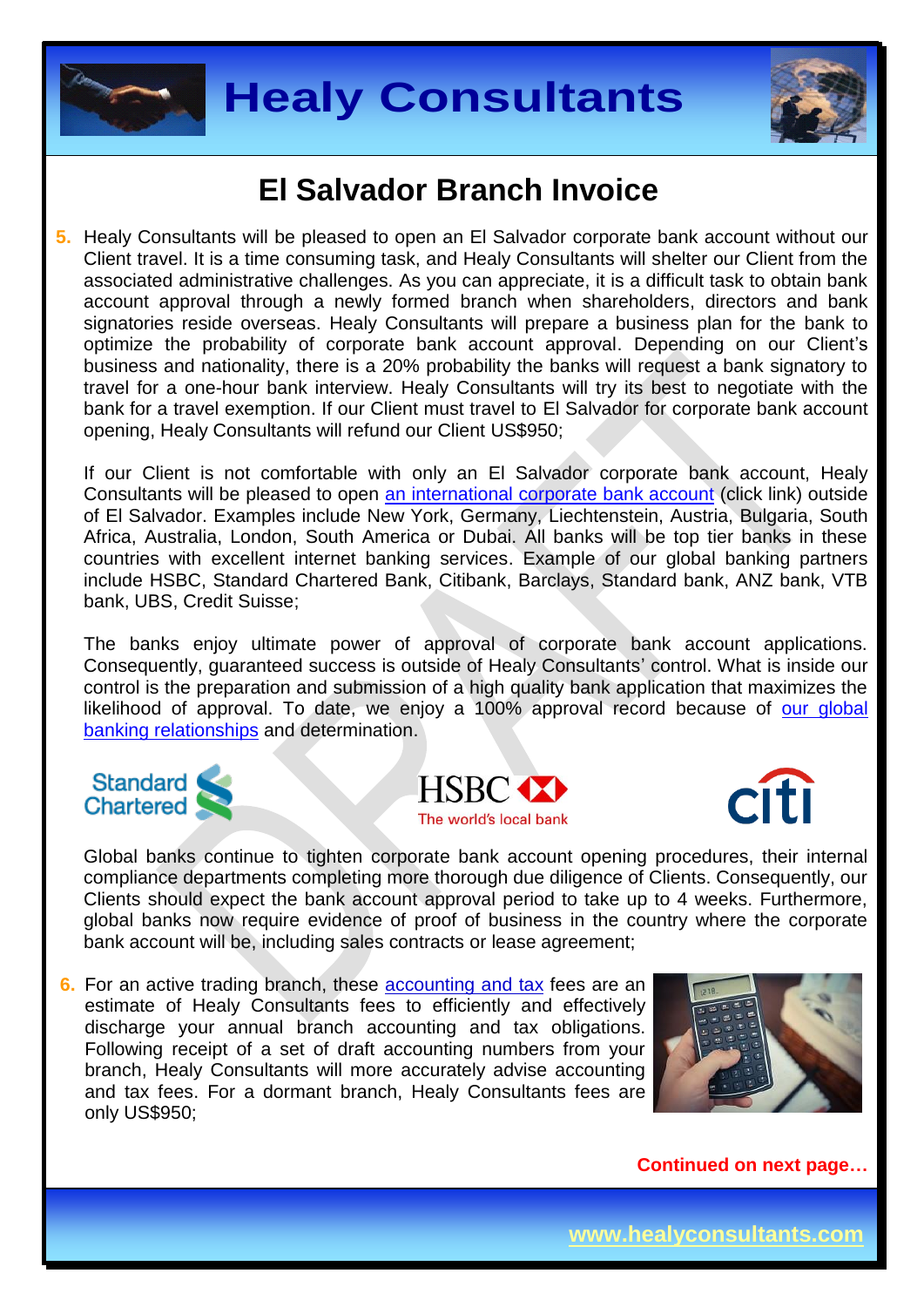# El Salvador Branch Invoice

5. Healy Consultants will be pleased to open an El Salvador corporate bank account without our Client travel. It is a time consuming task, and Healy Consultants will shelter our Client from the associated administrative challenges. As you can appreciate, it is a difficult task to obtain bank account approval through a newly formed branch when shareholders, directors and bank signatories reside overseas. Healy Consultants will prepare a business plan for the bank to optimize the probability of corporate bank account approval. Depending on our Client's business and nationality, there is a 20% probability the banks will request a bank signatory to travel for a one-hour bank interview. Healy Consultants will try its best to negotiate with the bank for a travel exemption. If our Client must travel to El Salvador for corporate bank account opening, Healy Consultants will refund our Client US$950;

   If our Client is not comfortable with only an El Salvador corporate bank account, Healy Consultants will be pleased to open [an international corporate bank account] (click link) outside of El Salvador. Examples include New York, Germany, Liechtenstein, Austria, Bulgaria, South Africa, Australia, London, South America or Dubai. All banks will be top tier banks in these countries with excellent internet banking services. Example of our global banking partners include HSBC, Standard Chartered Bank, Citibank, Barclays, Standard bank, ANZ bank, VTB bank, UBS, Credit Suisse;

   The banks enjoy ultimate power of approval of corporate bank account applications. Consequently, guaranteed success is outside of Healy Consultants' control. What is inside our control is the preparation and submission of a high quality bank application that maximizes the likelihood of approval. To date, we enjoy a 100% approval record because of [our global banking relationships] and determination.

   Global banks continue to tighten corporate bank account opening procedures, their internal compliance departments completing more thorough due diligence of Clients. Consequently, our Clients should expect the bank account approval period to take up to 4 weeks. Furthermore, global banks now require evidence of proof of business in the country where the corporate bank account will be, including sales contracts or lease agreement;

6. For an active trading branch, these [accounting and tax] fees are an estimate of Healy Consultants fees to efficiently and effectively discharge your annual branch accounting and tax obligations. Following receipt of a set of draft accounting numbers from your branch, Healy Consultants will more accurately advise accounting and tax fees. For a dormant branch, Healy Consultants fees are only US$950;

**Continued on next page…**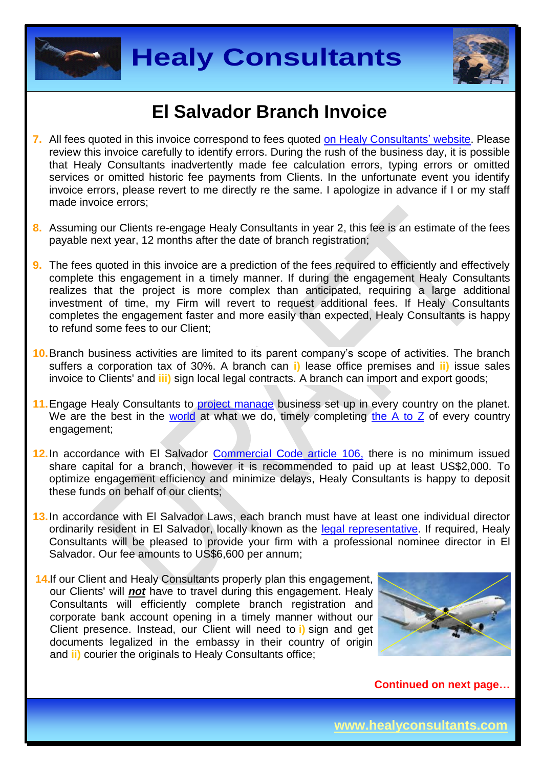# El Salvador Branch Invoice

7. All fees quoted in this invoice correspond to fees quoted on Healy Consultants' website. Please review this invoice carefully to identify errors. During the rush of the business day, it is possible that Healy Consultants inadvertently made fee calculation errors, typing errors or omitted services or omitted historic fee payments from Clients. In the unfortunate event you identify invoice errors, please revert to me directly re the same. I apologize in advance if I or my staff made invoice errors;

8. Assuming our Clients re-engage Healy Consultants in year 2, this fee is an estimate of the fees payable next year, 12 months after the date of branch registration;

9. The fees quoted in this invoice are a prediction of the fees required to efficiently and effectively complete this engagement in a timely manner. If during the engagement Healy Consultants realizes that the project is more complex than anticipated, requiring a large additional investment of time, my Firm will revert to request additional fees. If Healy Consultants completes the engagement faster and more easily than expected, Healy Consultants is happy to refund some fees to our Client;

10. Branch business activities are limited to its parent company's scope of activities. The branch suffers a corporation tax of 30%. A branch can **i)** lease office premises and **ii)** issue sales invoice to Clients' and **iii)** sign local legal contracts. A branch can import and export goods;

11. Engage Healy Consultants to project manage business set up in every country on the planet. We are the best in the world at what we do, timely completing the A to Z of every country engagement;

12. In accordance with El Salvador Commercial Code article 106, there is no minimum issued share capital for a branch, however it is recommended to paid up at least US$2,000. To optimize engagement efficiency and minimize delays, Healy Consultants is happy to deposit these funds on behalf of our clients;

13. In accordance with El Salvador Laws, each branch must have at least one individual director ordinarily resident in El Salvador, locally known as the legal representative. If required, Healy Consultants will be pleased to provide your firm with a professional nominee director in El Salvador. Our fee amounts to US$6,600 per annum;

14. If our Client and Healy Consultants properly plan this engagement, our Clients' will ***not*** have to travel during this engagement. Healy Consultants will efficiently complete branch registration and corporate bank account opening in a timely manner without our Client presence. Instead, our Client will need to **i)** sign and get documents legalized in the embassy in their country of origin and **ii)** courier the originals to Healy Consultants office;

**Continued on next page…**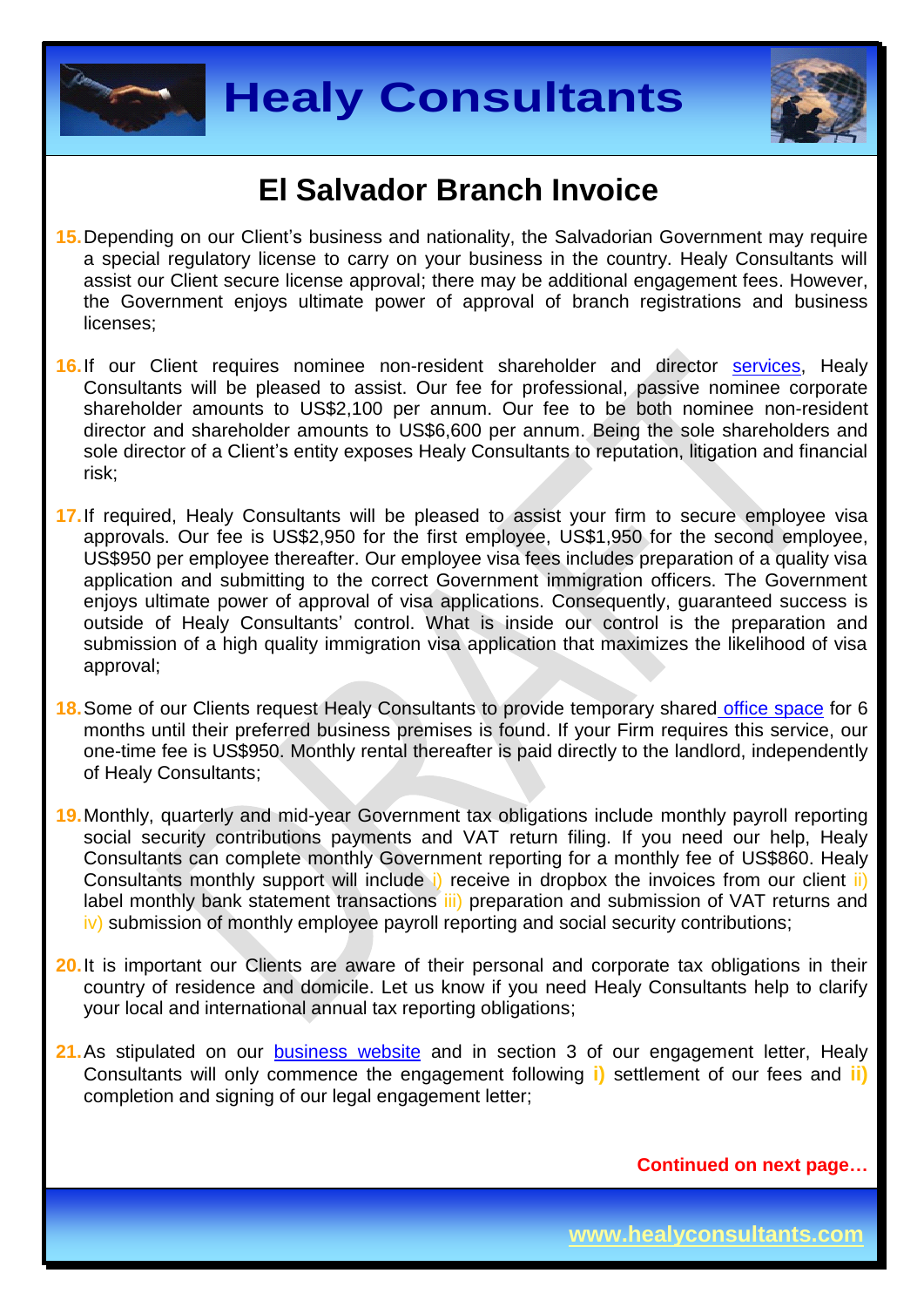# El Salvador Branch Invoice

15. Depending on our Client's business and nationality, the Salvadorian Government may require a special regulatory license to carry on your business in the country. Healy Consultants will assist our Client secure license approval; there may be additional engagement fees. However, the Government enjoys ultimate power of approval of branch registrations and business licenses;

16. If our Client requires nominee non-resident shareholder and director services, Healy Consultants will be pleased to assist. Our fee for professional, passive nominee corporate shareholder amounts to US$2,100 per annum. Our fee to be both nominee non-resident director and shareholder amounts to US$6,600 per annum. Being the sole shareholders and sole director of a Client's entity exposes Healy Consultants to reputation, litigation and financial risk;

17. If required, Healy Consultants will be pleased to assist your firm to secure employee visa approvals. Our fee is US$2,950 for the first employee, US$1,950 for the second employee, US$950 per employee thereafter. Our employee visa fees includes preparation of a quality visa application and submitting to the correct Government immigration officers. The Government enjoys ultimate power of approval of visa applications. Consequently, guaranteed success is outside of Healy Consultants' control. What is inside our control is the preparation and submission of a high quality immigration visa application that maximizes the likelihood of visa approval;

18. Some of our Clients request Healy Consultants to provide temporary shared office space for 6 months until their preferred business premises is found. If your Firm requires this service, our one-time fee is US$950. Monthly rental thereafter is paid directly to the landlord, independently of Healy Consultants;

19. Monthly, quarterly and mid-year Government tax obligations include monthly payroll reporting social security contributions payments and VAT return filing. If you need our help, Healy Consultants can complete monthly Government reporting for a monthly fee of US$860. Healy Consultants monthly support will include i) receive in dropbox the invoices from our client ii) label monthly bank statement transactions iii) preparation and submission of VAT returns and iv) submission of monthly employee payroll reporting and social security contributions;

20. It is important our Clients are aware of their personal and corporate tax obligations in their country of residence and domicile. Let us know if you need Healy Consultants help to clarify your local and international annual tax reporting obligations;

21. As stipulated on our business website and in section 3 of our engagement letter, Healy Consultants will only commence the engagement following **i)** settlement of our fees and **ii)** completion and signing of our legal engagement letter;

**Continued on next page…**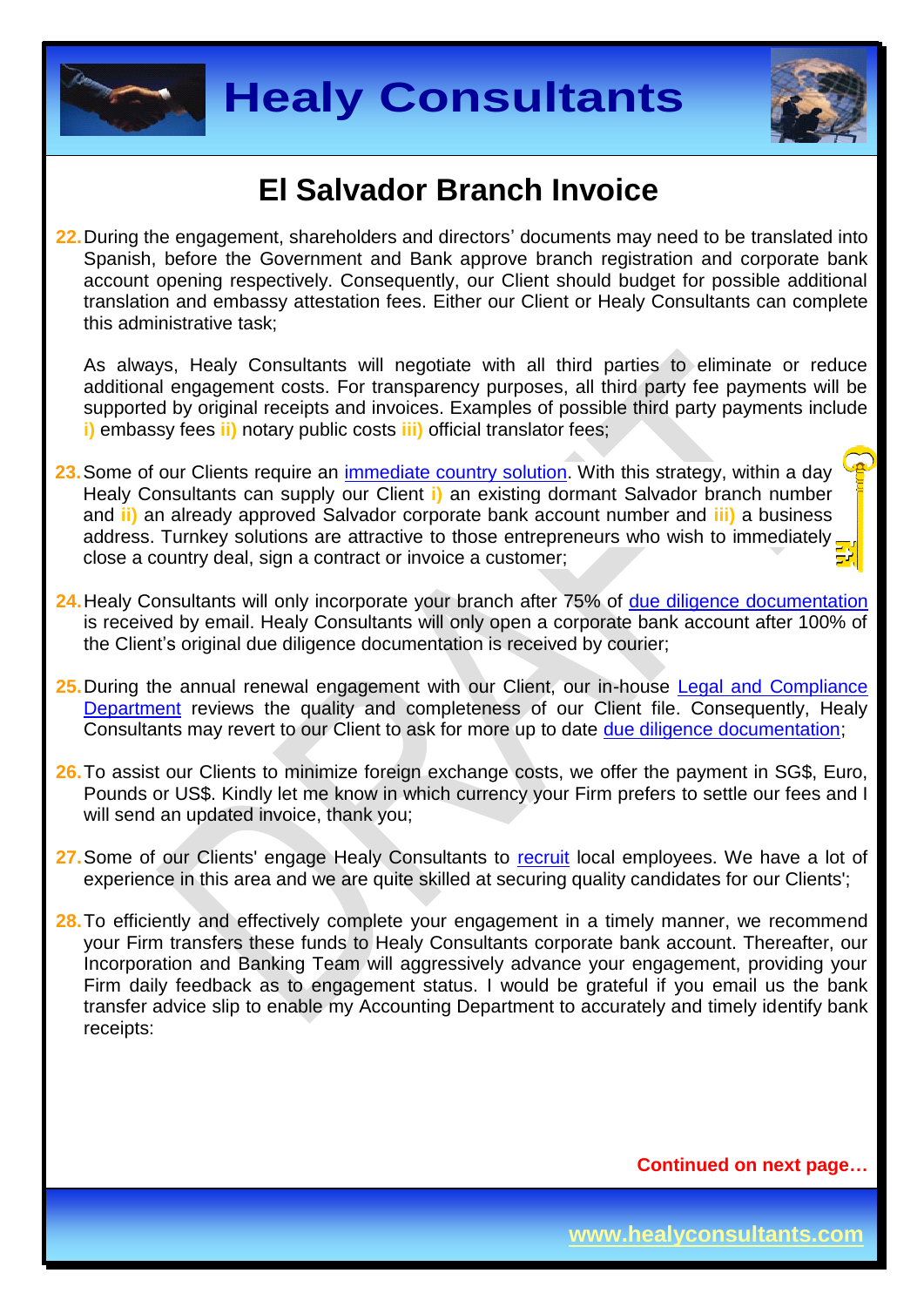# El Salvador Branch Invoice

22. During the engagement, shareholders and directors' documents may need to be translated into Spanish, before the Government and Bank approve branch registration and corporate bank account opening respectively. Consequently, our Client should budget for possible additional translation and embassy attestation fees. Either our Client or Healy Consultants can complete this administrative task;

    As always, Healy Consultants will negotiate with all third parties to eliminate or reduce additional engagement costs. For transparency purposes, all third party fee payments will be supported by original receipts and invoices. Examples of possible third party payments include **i)** embassy fees **ii)** notary public costs **iii)** official translator fees;

23. Some of our Clients require an [immediate country solution](). With this strategy, within a day Healy Consultants can supply our Client **i)** an existing dormant Salvador branch number and **ii)** an already approved Salvador corporate bank account number and **iii)** a business address. Turnkey solutions are attractive to those entrepreneurs who wish to immediately close a country deal, sign a contract or invoice a customer;

24. Healy Consultants will only incorporate your branch after 75% of [due diligence documentation]() is received by email. Healy Consultants will only open a corporate bank account after 100% of the Client's original due diligence documentation is received by courier;

25. During the annual renewal engagement with our Client, our in-house [Legal and Compliance Department]() reviews the quality and completeness of our Client file. Consequently, Healy Consultants may revert to our Client to ask for more up to date [due diligence documentation]();

26. To assist our Clients to minimize foreign exchange costs, we offer the payment in SG$, Euro, Pounds or US$. Kindly let me know in which currency your Firm prefers to settle our fees and I will send an updated invoice, thank you;

27. Some of our Clients' engage Healy Consultants to [recruit]() local employees. We have a lot of experience in this area and we are quite skilled at securing quality candidates for our Clients';

28. To efficiently and effectively complete your engagement in a timely manner, we recommend your Firm transfers these funds to Healy Consultants corporate bank account. Thereafter, our Incorporation and Banking Team will aggressively advance your engagement, providing your Firm daily feedback as to engagement status. I would be grateful if you email us the bank transfer advice slip to enable my Accounting Department to accurately and timely identify bank receipts:

**Continued on next page…**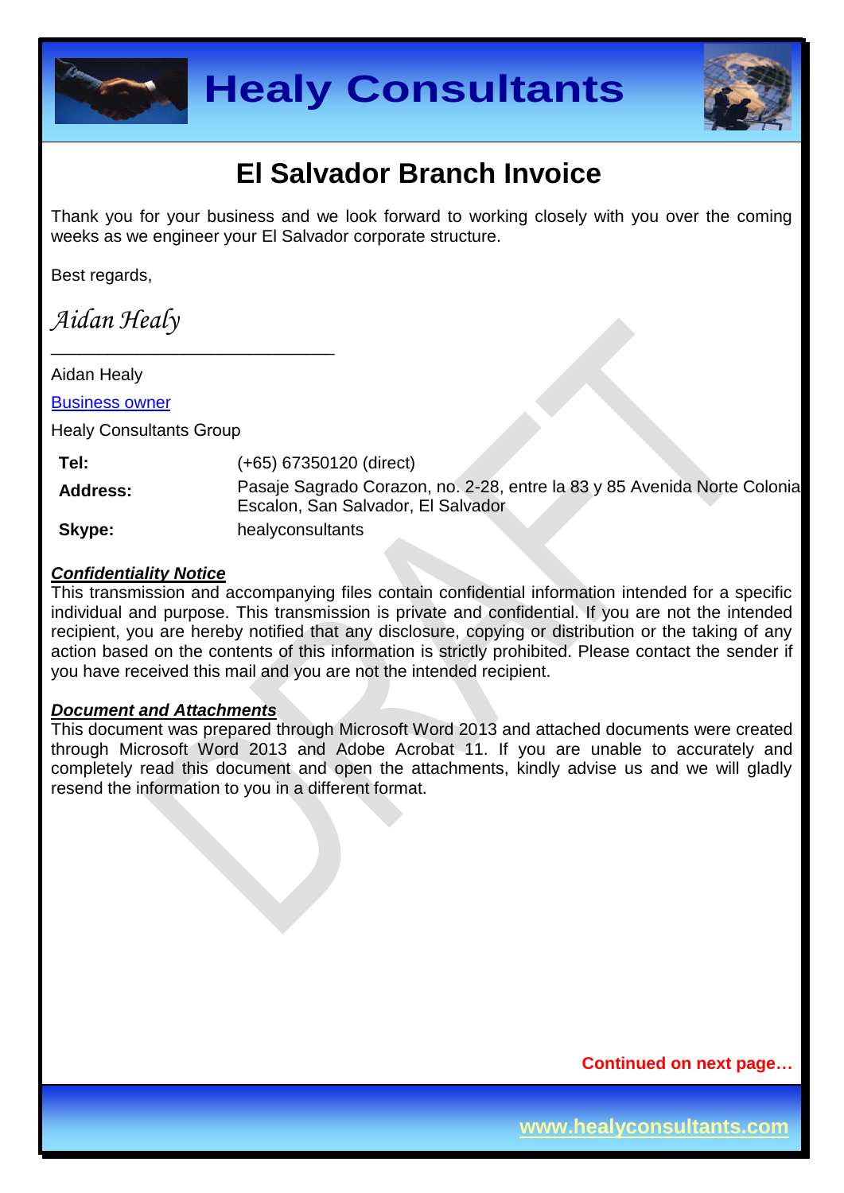Healy Consultants

# El Salvador Branch Invoice

Thank you for your business and we look forward to working closely with you over the coming weeks as we engineer your El Salvador corporate structure.

Best regards,

*Aidan Healy*

_____________________________

Aidan Healy

Business owner

Healy Consultants Group

| | |
|---|---|
| **Tel:** | (+65) 67350120 (direct) |
| **Address:** | Pasaje Sagrado Corazon, no. 2-28, entre la 83 y 85 Avenida Norte Colonia Escalon, San Salvador, El Salvador |
| **Skype:** | healyconsultants |

***Confidentiality Notice***

This transmission and accompanying files contain confidential information intended for a specific individual and purpose. This transmission is private and confidential. If you are not the intended recipient, you are hereby notified that any disclosure, copying or distribution or the taking of any action based on the contents of this information is strictly prohibited. Please contact the sender if you have received this mail and you are not the intended recipient.

***Document and Attachments***

This document was prepared through Microsoft Word 2013 and attached documents were created through Microsoft Word 2013 and Adobe Acrobat 11. If you are unable to accurately and completely read this document and open the attachments, kindly advise us and we will gladly resend the information to you in a different format.

**Continued on next page…**